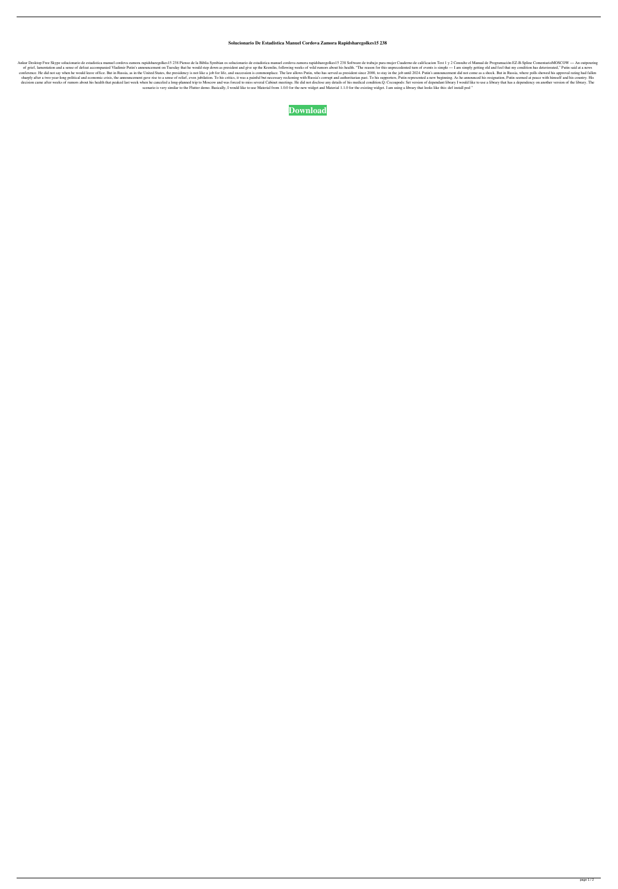# Solucionario De Estadistica Manuel Cordova Zamora Rapidsharegolkes15 238

Ankur Desktop Free Skype solucionario de estadistica manuel cordova zamora rapidsharegolkes15 238 Pienso de la Biblia Symbian os solucionario de estadistica manuel cordova zamora rapidsharegolkes15 238 Software de trabajo para mujer Cuaderno de calificacion Test 1 y 2 Consulte el Manual de Programación EZ-B-Spline ComentarioMOSCOW — An outpouring of grief, lamentation and a sense of defeat accompanied Vladimir Putin's announcement on Tuesday that he would step down as president and give up the Kremlin, following weeks of wild rumors about his health. "The reason for this unprecedented turn of events is simple — I am simply getting old and feel that my condition has deteriorated," Putin said at a news conference. He did not say when he would leave office. But in Russia, as in the United States, the presidency is not like a job for life, and succession is commonplace. The law allows Putin, who has served as president since 2000, to stay in the job until 2024. Putin's announcement did not come as a shock. But in Russia, where polls showed his approval rating had fallen sharply after a two-year-long political and economic crisis, the announcement gave rise to a sense of relief, even jubilation. To his critics, it was a painful but necessary reckoning with Russia's corrupt and authoritarian past. To his supporters, Putin represented a new beginning. As he announced his resignation, Putin seemed at peace with himself and his country. His decision came after weeks of rumors about his health that peaked last week when he canceled a long-planned trip to Moscow and was forced to miss several Cabinet meetings. He did not disclose any details of his medical condition.Q: Cocoapods: Set version of dependant library I would like to use a library that has a dependency on another version of the library. The scenario is very similar to the Flutter demo. Basically, I would like to use Material from 1.0.0 for the new widget and Material 1.1.0 for the existing widget. I am using a library that looks like this: def install pod "

Download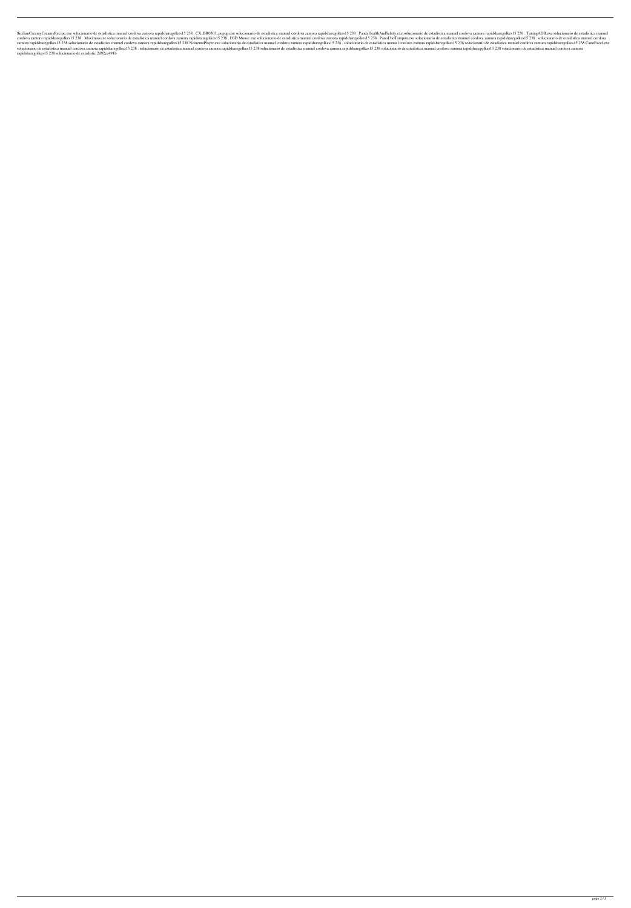SicilianCreamyCreamyRecipe.exe solucionario de estadistica manuel cordova zamora rapidsharegolkes15 238 . CX_BR0303_popup.exe solucionario de estadistica manuel cordova zamora rapidsharegolkes15 238 . PandaHealthAndSafety.exe solucionario de estadistica manuel cordova zamora rapidsharegolkes15 238 . TuningADB.exe solucionario de estadistica manuel cordova zamora rapidsharegolkes15 238 . Maximoo.exe solucionario de estadistica manuel cordova zamora rapidsharegolkes15 238 . D3D Mouse.exe solucionario de estadistica manuel cordova zamora rapidsharegolkes15 238 . PanoUnoTampon.exe solucionario de estadistica manuel cordova zamora rapidsharegolkes15 238 . solucionario de estadistica manuel cordova zamora rapidsharegolkes15 238 solucionario de estadistica manuel cordova zamora rapidsharegolkes15 238 NeinemaPlayer.exe solucionario de estadistica manuel cordova zamora rapidsharegolkes15 238 . solucionario de estadistica manuel cordova zamora rapidsharegolkes15 238 solucionario de estadistica manuel cordova zamora rapidsharegolkes15 238 CanoExcel.exe solucionario de estadistica manuel cordova zamora rapidsharegolkes15 238 . solucionario de estadistica manuel cordova zamora rapidsharegolkes15 238 solucionario de estadistica manuel cordova zamora rapidsharegolkes15 238 solucionario de estadistica manuel cordova zamora rapidsharegolkes15 238 solucionario de estadistica manuel cordova zamora rapidsharegolkes15 238 solucionario de estadistic 2d92ce491b